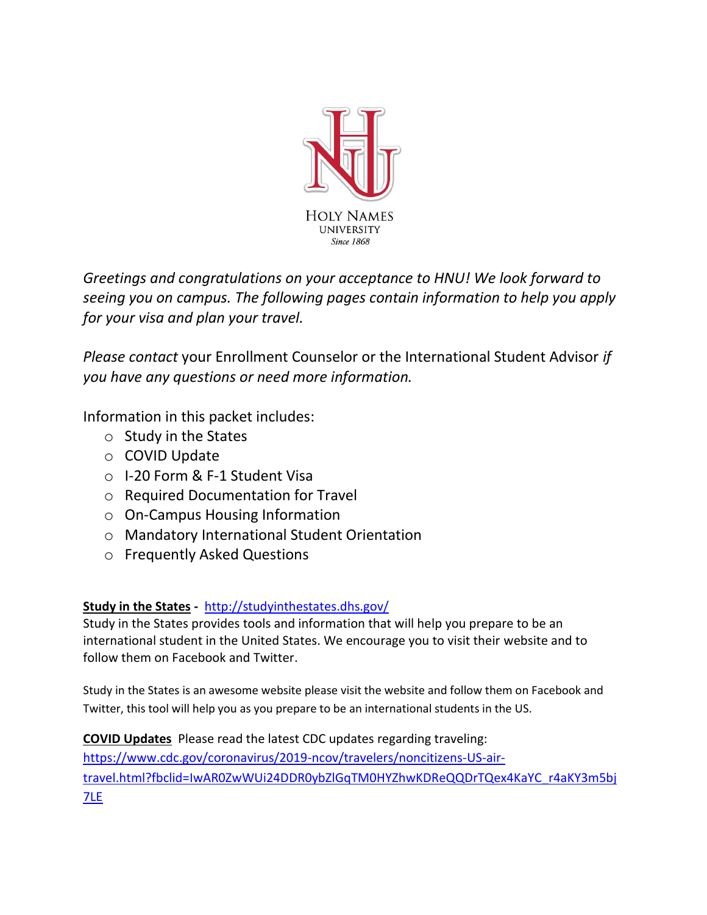HOLY NAMES UNIVERSITY

*Since 1868*

*Greetings and congratulations on your acceptance to HNU! We look forward to seeing you on campus. The following pages contain information to help you apply for your visa and plan your travel.*

*Please contact* your Enrollment Counselor or the International Student Advisor *if you have any questions or need more information.*

Information in this packet includes:

- Study in the States
- COVID Update
- I-20 Form & F-1 Student Visa
- Required Documentation for Travel
- On-Campus Housing Information
- Mandatory International Student Orientation
- Frequently Asked Questions

**Study in the States** - http://studyinthestates.dhs.gov/

Study in the States provides tools and information that will help you prepare to be an international student in the United States. We encourage you to visit their website and to follow them on Facebook and Twitter.

Study in the States is an awesome website please visit the website and follow them on Facebook and Twitter, this tool will help you as you prepare to be an international students in the US.

**COVID Updates** Please read the latest CDC updates regarding traveling: https://www.cdc.gov/coronavirus/2019-ncov/travelers/noncitizens-US-air-travel.html?fbclid=IwAR0ZwWUi24DDR0ybZlGqTM0HYZhwKDReQQDrTQex4KaYC_r4aKY3m5bj7LE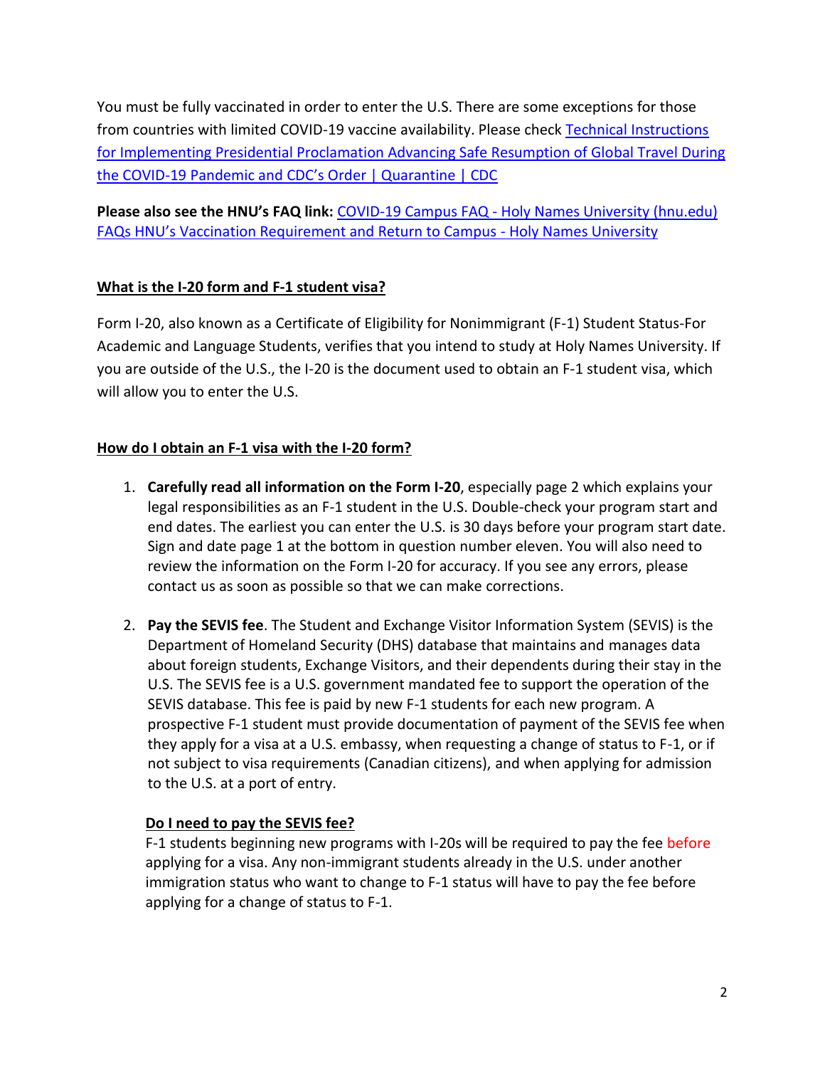You must be fully vaccinated in order to enter the U.S. There are some exceptions for those from countries with limited COVID-19 vaccine availability. Please check Technical Instructions for Implementing Presidential Proclamation Advancing Safe Resumption of Global Travel During the COVID-19 Pandemic and CDC's Order | Quarantine | CDC

**Please also see the HNU's FAQ link:** COVID-19 Campus FAQ - Holy Names University (hnu.edu) FAQs HNU's Vaccination Requirement and Return to Campus - Holy Names University

## What is the I-20 form and F-1 student visa?

Form I-20, also known as a Certificate of Eligibility for Nonimmigrant (F-1) Student Status-For Academic and Language Students, verifies that you intend to study at Holy Names University. If you are outside of the U.S., the I-20 is the document used to obtain an F-1 student visa, which will allow you to enter the U.S.

## How do I obtain an F-1 visa with the I-20 form?

1. **Carefully read all information on the Form I-20**, especially page 2 which explains your legal responsibilities as an F-1 student in the U.S. Double-check your program start and end dates. The earliest you can enter the U.S. is 30 days before your program start date. Sign and date page 1 at the bottom in question number eleven. You will also need to review the information on the Form I-20 for accuracy. If you see any errors, please contact us as soon as possible so that we can make corrections.

2. **Pay the SEVIS fee**. The Student and Exchange Visitor Information System (SEVIS) is the Department of Homeland Security (DHS) database that maintains and manages data about foreign students, Exchange Visitors, and their dependents during their stay in the U.S. The SEVIS fee is a U.S. government mandated fee to support the operation of the SEVIS database. This fee is paid by new F-1 students for each new program. A prospective F-1 student must provide documentation of payment of the SEVIS fee when they apply for a visa at a U.S. embassy, when requesting a change of status to F-1, or if not subject to visa requirements (Canadian citizens), and when applying for admission to the U.S. at a port of entry.

   ### Do I need to pay the SEVIS fee?

   F-1 students beginning new programs with I-20s will be required to pay the fee before applying for a visa. Any non-immigrant students already in the U.S. under another immigration status who want to change to F-1 status will have to pay the fee before applying for a change of status to F-1.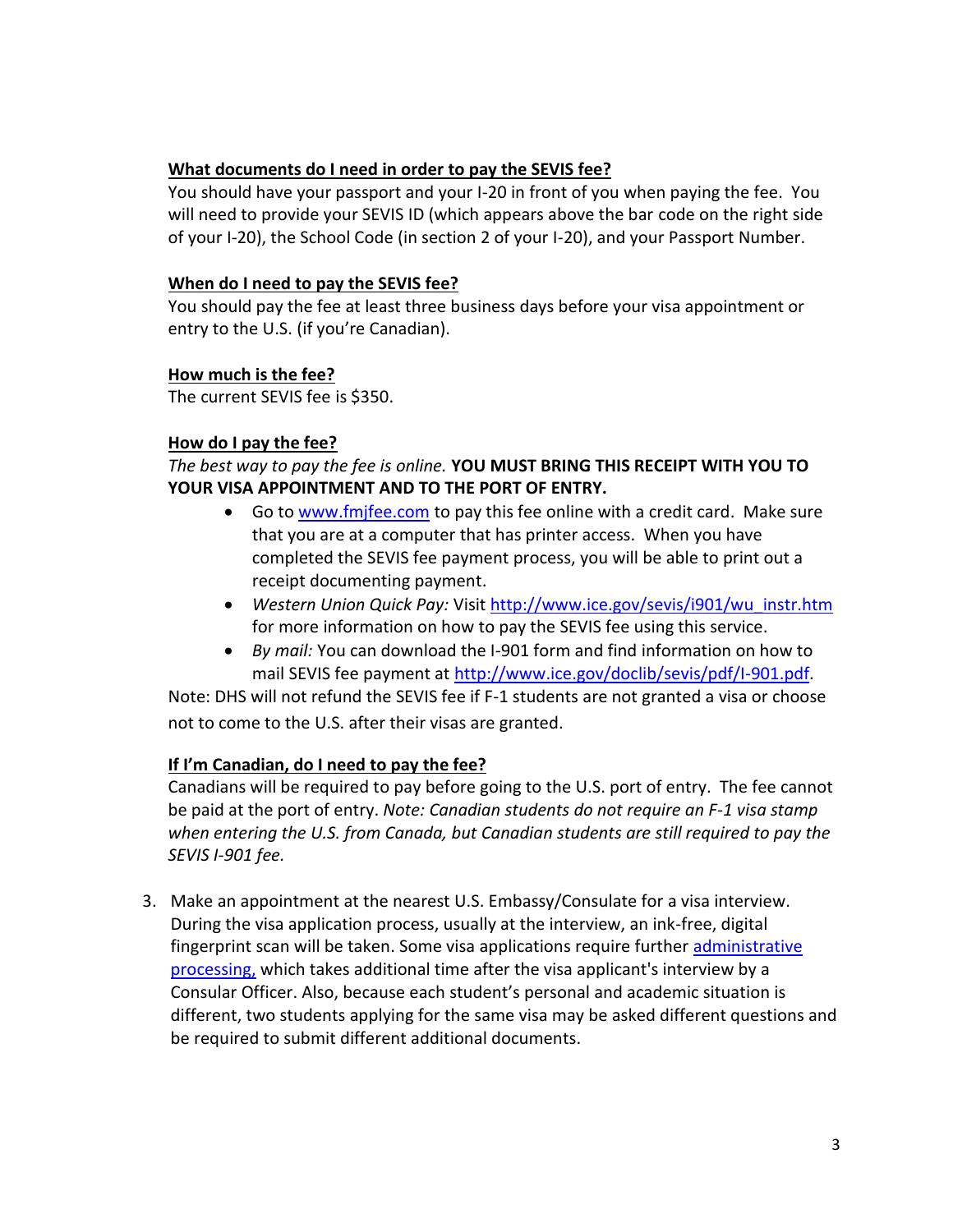**What documents do I need in order to pay the SEVIS fee?**

You should have your passport and your I-20 in front of you when paying the fee. You will need to provide your SEVIS ID (which appears above the bar code on the right side of your I-20), the School Code (in section 2 of your I-20), and your Passport Number.

**When do I need to pay the SEVIS fee?**

You should pay the fee at least three business days before your visa appointment or entry to the U.S. (if you're Canadian).

**How much is the fee?**

The current SEVIS fee is $350.

**How do I pay the fee?**

*The best way to pay the fee is online.* **YOU MUST BRING THIS RECEIPT WITH YOU TO YOUR VISA APPOINTMENT AND TO THE PORT OF ENTRY.**

- Go to [www.fmjfee.com](www.fmjfee.com) to pay this fee online with a credit card. Make sure that you are at a computer that has printer access. When you have completed the SEVIS fee payment process, you will be able to print out a receipt documenting payment.
- *Western Union Quick Pay:* Visit [http://www.ice.gov/sevis/i901/wu_instr.htm](http://www.ice.gov/sevis/i901/wu_instr.htm) for more information on how to pay the SEVIS fee using this service.
- *By mail:* You can download the I-901 form and find information on how to mail SEVIS fee payment at [http://www.ice.gov/doclib/sevis/pdf/I-901.pdf](http://www.ice.gov/doclib/sevis/pdf/I-901.pdf).

Note: DHS will not refund the SEVIS fee if F-1 students are not granted a visa or choose not to come to the U.S. after their visas are granted.

**If I'm Canadian, do I need to pay the fee?**

Canadians will be required to pay before going to the U.S. port of entry. The fee cannot be paid at the port of entry. *Note: Canadian students do not require an F-1 visa stamp when entering the U.S. from Canada, but Canadian students are still required to pay the SEVIS I-901 fee.*

3. Make an appointment at the nearest U.S. Embassy/Consulate for a visa interview. During the visa application process, usually at the interview, an ink-free, digital fingerprint scan will be taken. Some visa applications require further administrative processing, which takes additional time after the visa applicant's interview by a Consular Officer. Also, because each student's personal and academic situation is different, two students applying for the same visa may be asked different questions and be required to submit different additional documents.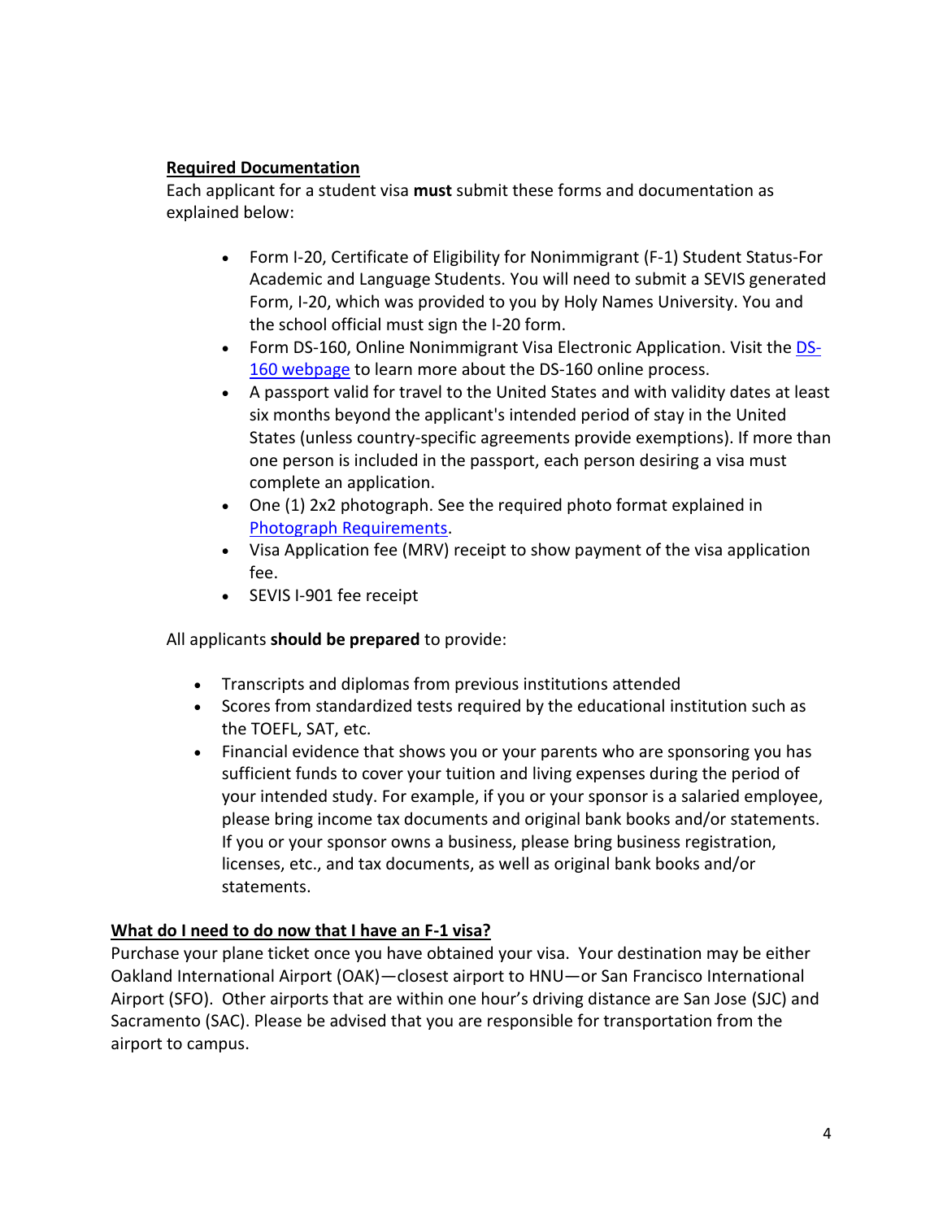**Required Documentation**

Each applicant for a student visa **must** submit these forms and documentation as explained below:

- Form I-20, Certificate of Eligibility for Nonimmigrant (F-1) Student Status-For Academic and Language Students. You will need to submit a SEVIS generated Form, I-20, which was provided to you by Holy Names University. You and the school official must sign the I-20 form.
- Form DS-160, Online Nonimmigrant Visa Electronic Application. Visit the DS-160 webpage to learn more about the DS-160 online process.
- A passport valid for travel to the United States and with validity dates at least six months beyond the applicant's intended period of stay in the United States (unless country-specific agreements provide exemptions). If more than one person is included in the passport, each person desiring a visa must complete an application.
- One (1) 2x2 photograph. See the required photo format explained in Photograph Requirements.
- Visa Application fee (MRV) receipt to show payment of the visa application fee.
- SEVIS I-901 fee receipt

All applicants **should be prepared** to provide:

- Transcripts and diplomas from previous institutions attended
- Scores from standardized tests required by the educational institution such as the TOEFL, SAT, etc.
- Financial evidence that shows you or your parents who are sponsoring you has sufficient funds to cover your tuition and living expenses during the period of your intended study. For example, if you or your sponsor is a salaried employee, please bring income tax documents and original bank books and/or statements. If you or your sponsor owns a business, please bring business registration, licenses, etc., and tax documents, as well as original bank books and/or statements.

**What do I need to do now that I have an F-1 visa?**

Purchase your plane ticket once you have obtained your visa. Your destination may be either Oakland International Airport (OAK)—closest airport to HNU—or San Francisco International Airport (SFO). Other airports that are within one hour's driving distance are San Jose (SJC) and Sacramento (SAC). Please be advised that you are responsible for transportation from the airport to campus.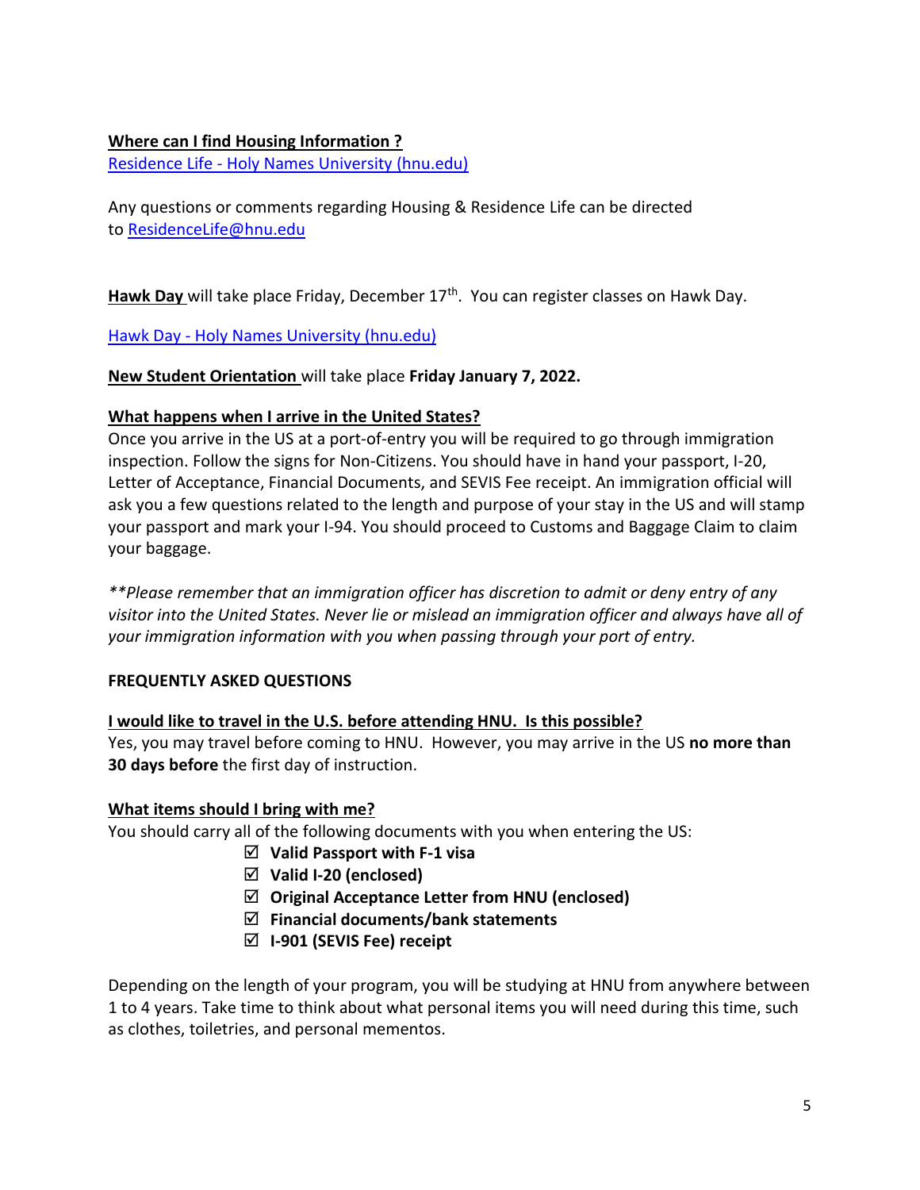**Where can I find Housing Information ?**

[Residence Life - Holy Names University (hnu.edu)](#)

Any questions or comments regarding Housing & Residence Life can be directed to ResidenceLife@hnu.edu

**Hawk Day** will take place Friday, December 17th. You can register classes on Hawk Day.

[Hawk Day - Holy Names University (hnu.edu)](#)

**New Student Orientation** will take place **Friday January 7, 2022.**

**What happens when I arrive in the United States?**

Once you arrive in the US at a port-of-entry you will be required to go through immigration inspection. Follow the signs for Non-Citizens. You should have in hand your passport, I-20, Letter of Acceptance, Financial Documents, and SEVIS Fee receipt. An immigration official will ask you a few questions related to the length and purpose of your stay in the US and will stamp your passport and mark your I-94. You should proceed to Customs and Baggage Claim to claim your baggage.

*\*\*Please remember that an immigration officer has discretion to admit or deny entry of any visitor into the United States. Never lie or mislead an immigration officer and always have all of your immigration information with you when passing through your port of entry.*

**FREQUENTLY ASKED QUESTIONS**

**I would like to travel in the U.S. before attending HNU. Is this possible?**

Yes, you may travel before coming to HNU. However, you may arrive in the US **no more than 30 days before** the first day of instruction.

**What items should I bring with me?**

You should carry all of the following documents with you when entering the US:

- ☑ **Valid Passport with F-1 visa**
- ☑ **Valid I-20 (enclosed)**
- ☑ **Original Acceptance Letter from HNU (enclosed)**
- ☑ **Financial documents/bank statements**
- ☑ **I-901 (SEVIS Fee) receipt**

Depending on the length of your program, you will be studying at HNU from anywhere between 1 to 4 years. Take time to think about what personal items you will need during this time, such as clothes, toiletries, and personal mementos.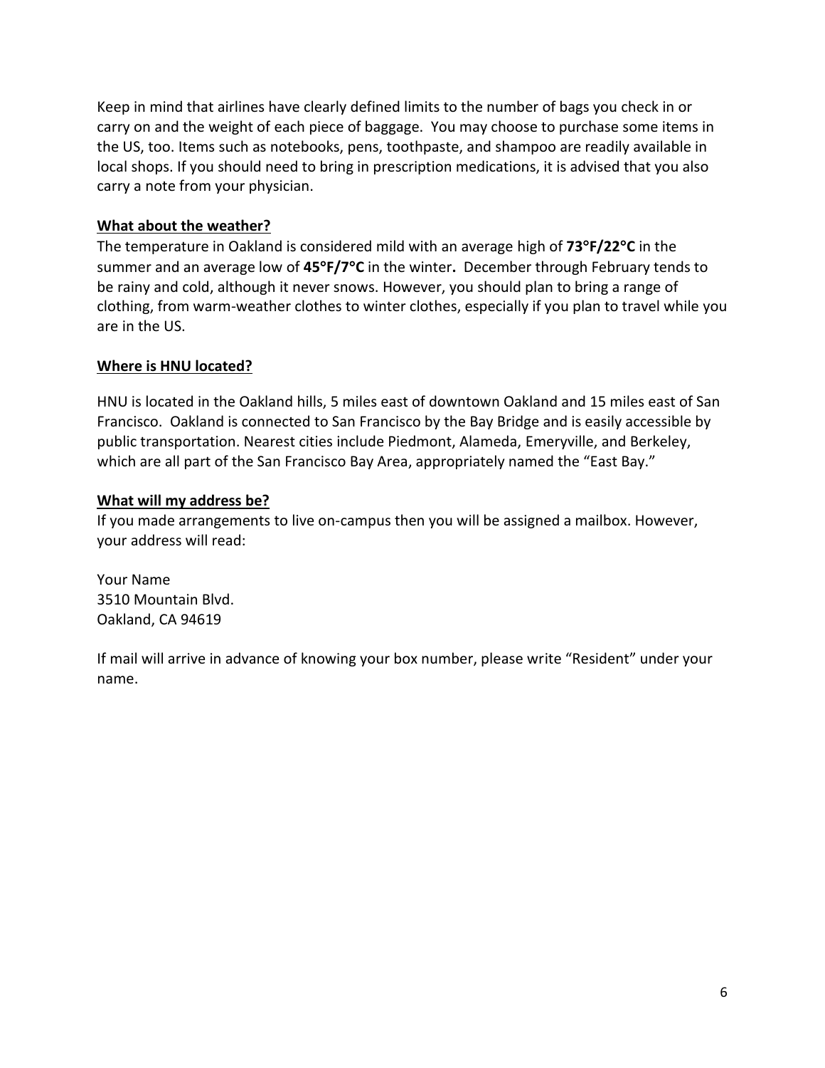Keep in mind that airlines have clearly defined limits to the number of bags you check in or carry on and the weight of each piece of baggage. You may choose to purchase some items in the US, too. Items such as notebooks, pens, toothpaste, and shampoo are readily available in local shops. If you should need to bring in prescription medications, it is advised that you also carry a note from your physician.

## What about the weather?

The temperature in Oakland is considered mild with an average high of **73°F/22°C** in the summer and an average low of **45°F/7°C** in the winter**.** December through February tends to be rainy and cold, although it never snows. However, you should plan to bring a range of clothing, from warm-weather clothes to winter clothes, especially if you plan to travel while you are in the US.

## Where is HNU located?

HNU is located in the Oakland hills, 5 miles east of downtown Oakland and 15 miles east of San Francisco. Oakland is connected to San Francisco by the Bay Bridge and is easily accessible by public transportation. Nearest cities include Piedmont, Alameda, Emeryville, and Berkeley, which are all part of the San Francisco Bay Area, appropriately named the "East Bay."

## What will my address be?

If you made arrangements to live on-campus then you will be assigned a mailbox. However, your address will read:

Your Name
3510 Mountain Blvd.
Oakland, CA 94619

If mail will arrive in advance of knowing your box number, please write "Resident" under your name.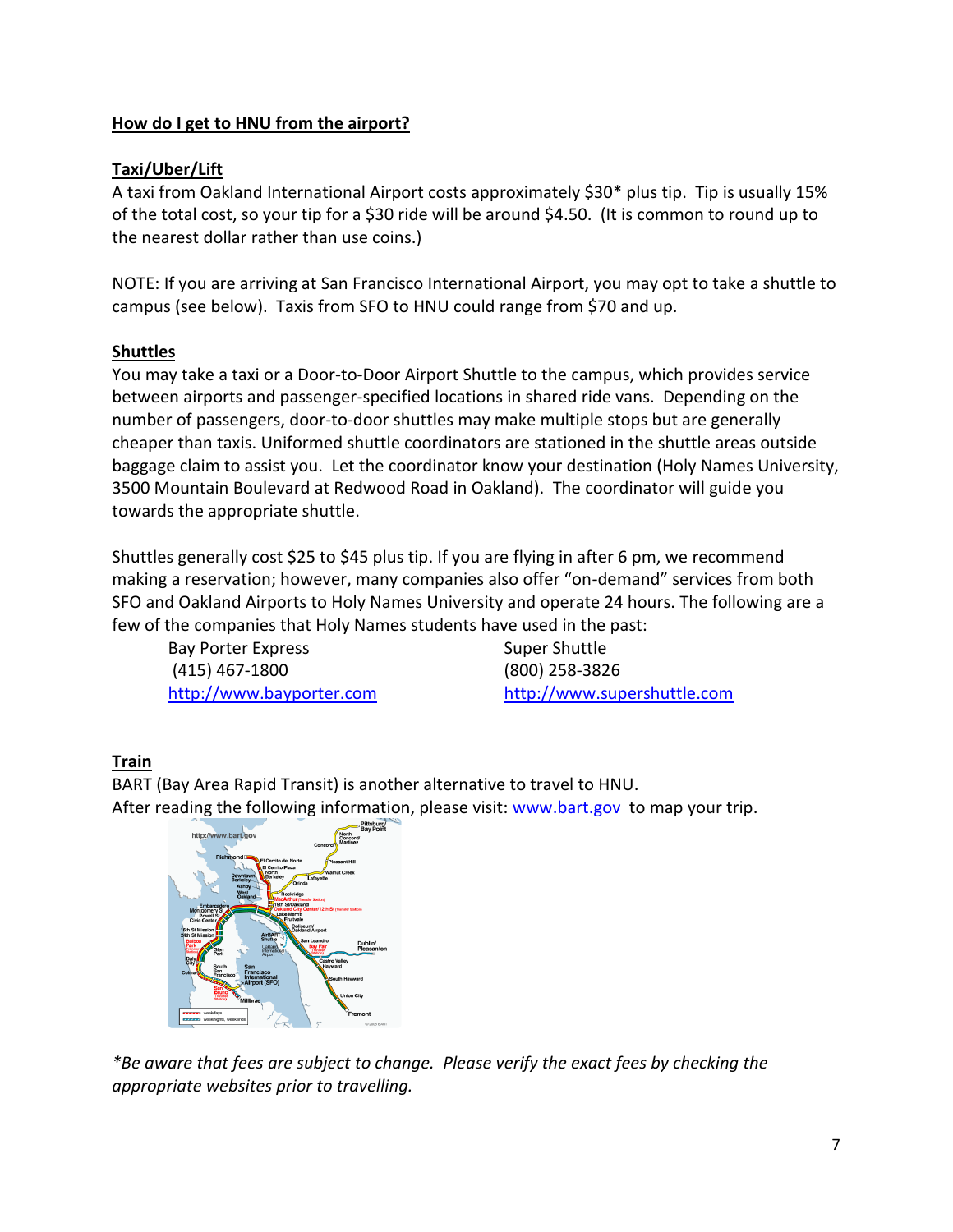## How do I get to HNU from the airport?

### Taxi/Uber/Lift

A taxi from Oakland International Airport costs approximately $30* plus tip. Tip is usually 15% of the total cost, so your tip for a $30 ride will be around $4.50. (It is common to round up to the nearest dollar rather than use coins.)

NOTE: If you are arriving at San Francisco International Airport, you may opt to take a shuttle to campus (see below). Taxis from SFO to HNU could range from $70 and up.

### Shuttles

You may take a taxi or a Door-to-Door Airport Shuttle to the campus, which provides service between airports and passenger-specified locations in shared ride vans. Depending on the number of passengers, door-to-door shuttles may make multiple stops but are generally cheaper than taxis. Uniformed shuttle coordinators are stationed in the shuttle areas outside baggage claim to assist you. Let the coordinator know your destination (Holy Names University, 3500 Mountain Boulevard at Redwood Road in Oakland). The coordinator will guide you towards the appropriate shuttle.

Shuttles generally cost $25 to $45 plus tip. If you are flying in after 6 pm, we recommend making a reservation; however, many companies also offer "on-demand" services from both SFO and Oakland Airports to Holy Names University and operate 24 hours. The following are a few of the companies that Holy Names students have used in the past:

Bay Porter Express
(415) 467-1800
http://www.bayporter.com

Super Shuttle
(800) 258-3826
http://www.supershuttle.com

### Train

BART (Bay Area Rapid Transit) is another alternative to travel to HNU.
After reading the following information, please visit: www.bart.gov to map your trip.

*Be aware that fees are subject to change. Please verify the exact fees by checking the appropriate websites prior to travelling.*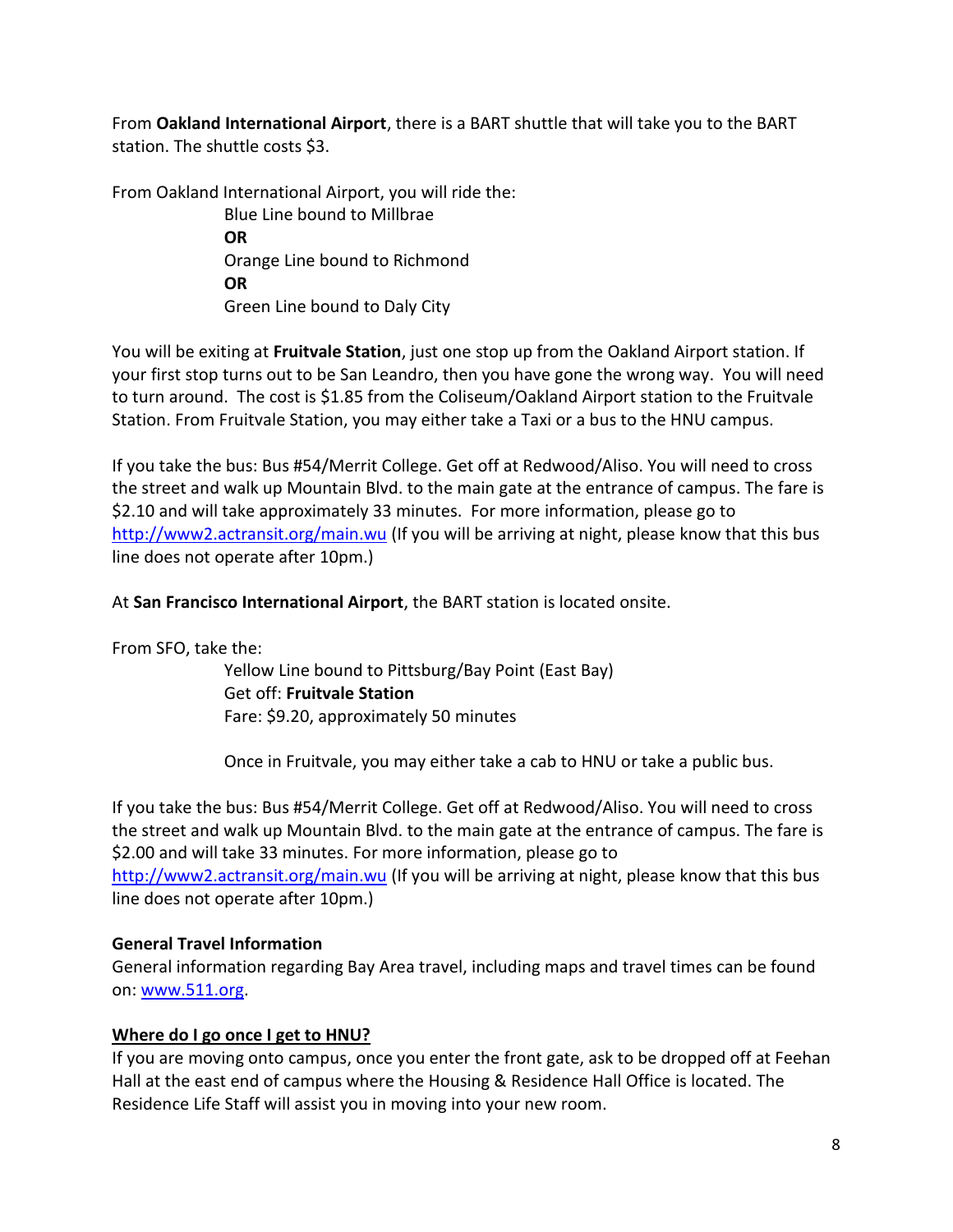From **Oakland International Airport**, there is a BART shuttle that will take you to the BART station. The shuttle costs $3.

From Oakland International Airport, you will ride the:

> Blue Line bound to Millbrae
> **OR**
> Orange Line bound to Richmond
> **OR**
> Green Line bound to Daly City

You will be exiting at **Fruitvale Station**, just one stop up from the Oakland Airport station. If your first stop turns out to be San Leandro, then you have gone the wrong way. You will need to turn around. The cost is $1.85 from the Coliseum/Oakland Airport station to the Fruitvale Station. From Fruitvale Station, you may either take a Taxi or a bus to the HNU campus.

If you take the bus: Bus #54/Merrit College. Get off at Redwood/Aliso. You will need to cross the street and walk up Mountain Blvd. to the main gate at the entrance of campus. The fare is $2.10 and will take approximately 33 minutes. For more information, please go to [http://www2.actransit.org/main.wu](http://www2.actransit.org/main.wu) (If you will be arriving at night, please know that this bus line does not operate after 10pm.)

At **San Francisco International Airport**, the BART station is located onsite.

From SFO, take the:

> Yellow Line bound to Pittsburg/Bay Point (East Bay)
> Get off: **Fruitvale Station**
> Fare: $9.20, approximately 50 minutes
>
> Once in Fruitvale, you may either take a cab to HNU or take a public bus.

If you take the bus: Bus #54/Merrit College. Get off at Redwood/Aliso. You will need to cross the street and walk up Mountain Blvd. to the main gate at the entrance of campus. The fare is $2.00 and will take 33 minutes. For more information, please go to [http://www2.actransit.org/main.wu](http://www2.actransit.org/main.wu) (If you will be arriving at night, please know that this bus line does not operate after 10pm.)

**General Travel Information**

General information regarding Bay Area travel, including maps and travel times can be found on: [www.511.org](http://www.511.org).

## Where do I go once I get to HNU?

If you are moving onto campus, once you enter the front gate, ask to be dropped off at Feehan Hall at the east end of campus where the Housing & Residence Hall Office is located. The Residence Life Staff will assist you in moving into your new room.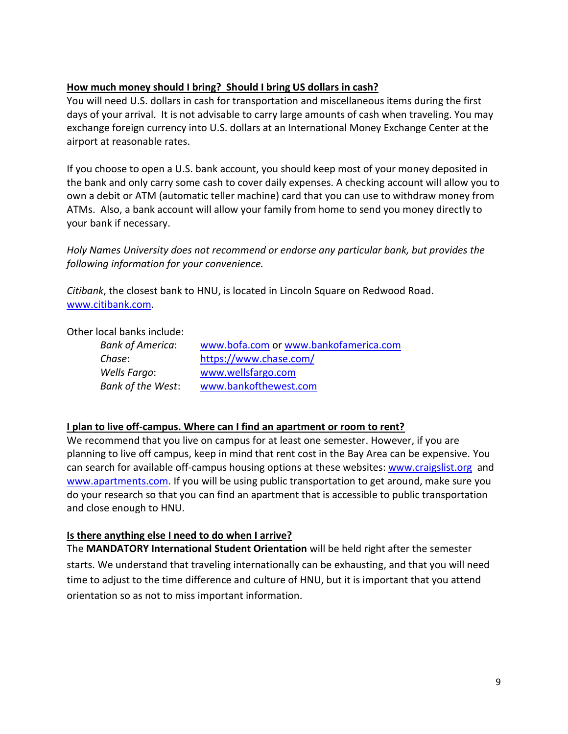**How much money should I bring? Should I bring US dollars in cash?**

You will need U.S. dollars in cash for transportation and miscellaneous items during the first days of your arrival. It is not advisable to carry large amounts of cash when traveling. You may exchange foreign currency into U.S. dollars at an International Money Exchange Center at the airport at reasonable rates.

If you choose to open a U.S. bank account, you should keep most of your money deposited in the bank and only carry some cash to cover daily expenses. A checking account will allow you to own a debit or ATM (automatic teller machine) card that you can use to withdraw money from ATMs. Also, a bank account will allow your family from home to send you money directly to your bank if necessary.

*Holy Names University does not recommend or endorse any particular bank, but provides the following information for your convenience.*

*Citibank*, the closest bank to HNU, is located in Lincoln Square on Redwood Road. www.citibank.com.

Other local banks include:

- *Bank of America*: www.bofa.com or www.bankofamerica.com
- *Chase*: https://www.chase.com/
- *Wells Fargo*: www.wellsfargo.com
- *Bank of the West*: www.bankofthewest.com

**I plan to live off-campus. Where can I find an apartment or room to rent?**

We recommend that you live on campus for at least one semester. However, if you are planning to live off campus, keep in mind that rent cost in the Bay Area can be expensive. You can search for available off-campus housing options at these websites: www.craigslist.org and www.apartments.com. If you will be using public transportation to get around, make sure you do your research so that you can find an apartment that is accessible to public transportation and close enough to HNU.

**Is there anything else I need to do when I arrive?**

The **MANDATORY International Student Orientation** will be held right after the semester starts. We understand that traveling internationally can be exhausting, and that you will need time to adjust to the time difference and culture of HNU, but it is important that you attend orientation so as not to miss important information.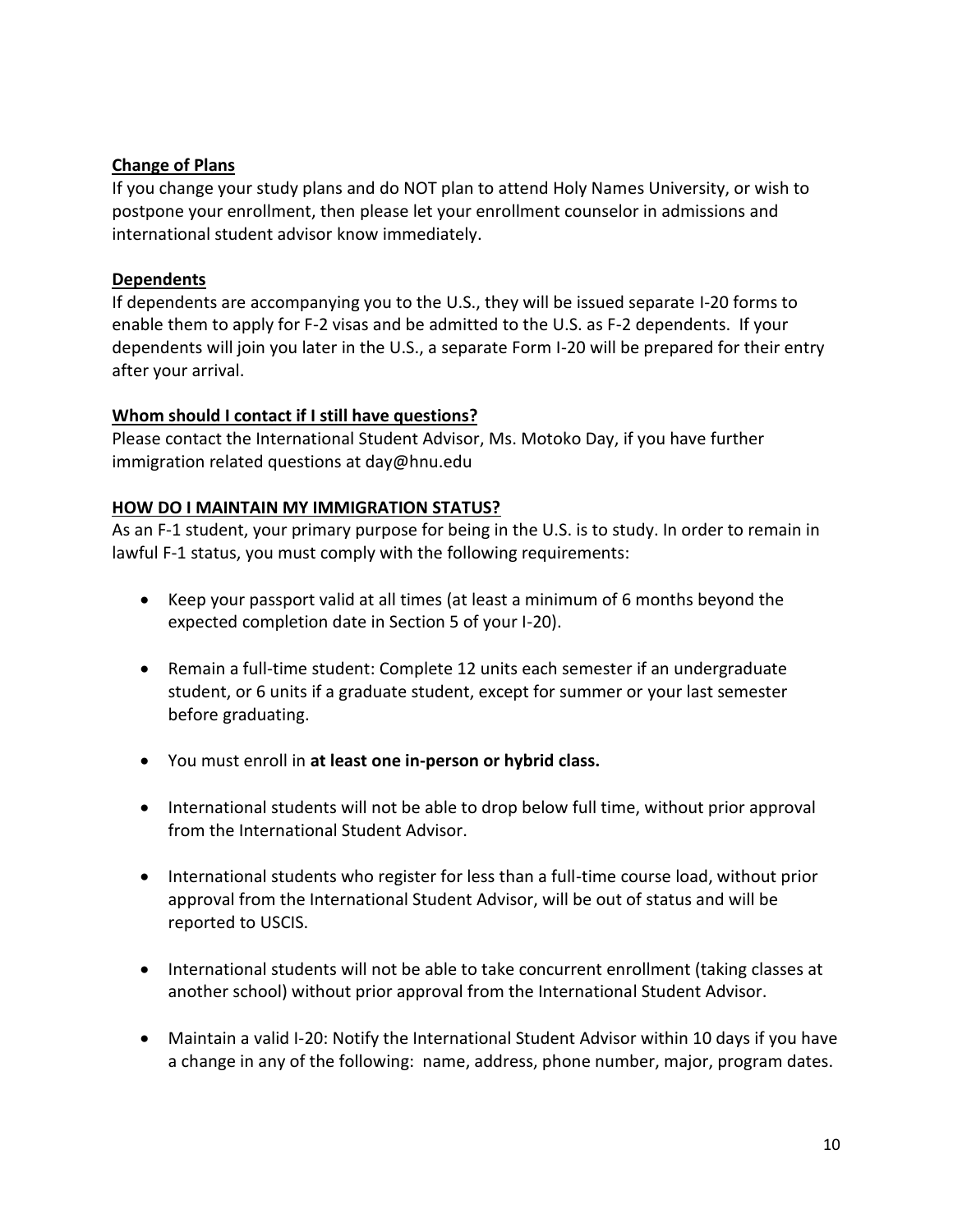**Change of Plans**

If you change your study plans and do NOT plan to attend Holy Names University, or wish to postpone your enrollment, then please let your enrollment counselor in admissions and international student advisor know immediately.

**Dependents**

If dependents are accompanying you to the U.S., they will be issued separate I-20 forms to enable them to apply for F-2 visas and be admitted to the U.S. as F-2 dependents. If your dependents will join you later in the U.S., a separate Form I-20 will be prepared for their entry after your arrival.

**Whom should I contact if I still have questions?**

Please contact the International Student Advisor, Ms. Motoko Day, if you have further immigration related questions at day@hnu.edu

**HOW DO I MAINTAIN MY IMMIGRATION STATUS?**

As an F-1 student, your primary purpose for being in the U.S. is to study. In order to remain in lawful F-1 status, you must comply with the following requirements:

- Keep your passport valid at all times (at least a minimum of 6 months beyond the expected completion date in Section 5 of your I-20).

- Remain a full-time student: Complete 12 units each semester if an undergraduate student, or 6 units if a graduate student, except for summer or your last semester before graduating.

- You must enroll in **at least one in-person or hybrid class.**

- International students will not be able to drop below full time, without prior approval from the International Student Advisor.

- International students who register for less than a full-time course load, without prior approval from the International Student Advisor, will be out of status and will be reported to USCIS.

- International students will not be able to take concurrent enrollment (taking classes at another school) without prior approval from the International Student Advisor.

- Maintain a valid I-20: Notify the International Student Advisor within 10 days if you have a change in any of the following: name, address, phone number, major, program dates.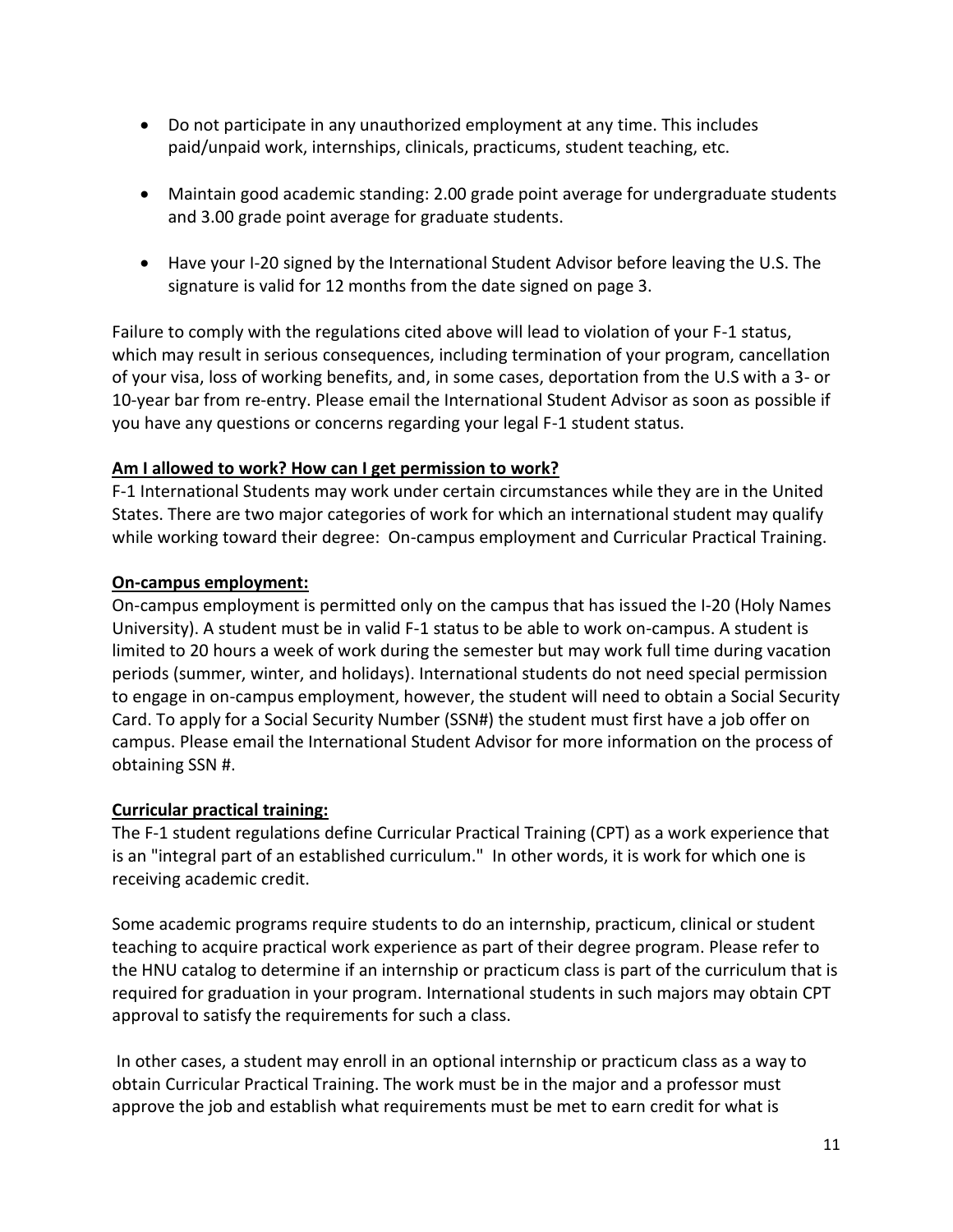- Do not participate in any unauthorized employment at any time. This includes paid/unpaid work, internships, clinicals, practicums, student teaching, etc.

- Maintain good academic standing: 2.00 grade point average for undergraduate students and 3.00 grade point average for graduate students.

- Have your I-20 signed by the International Student Advisor before leaving the U.S. The signature is valid for 12 months from the date signed on page 3.

Failure to comply with the regulations cited above will lead to violation of your F-1 status, which may result in serious consequences, including termination of your program, cancellation of your visa, loss of working benefits, and, in some cases, deportation from the U.S with a 3- or 10-year bar from re-entry. Please email the International Student Advisor as soon as possible if you have any questions or concerns regarding your legal F-1 student status.

**Am I allowed to work? How can I get permission to work?**

F-1 International Students may work under certain circumstances while they are in the United States. There are two major categories of work for which an international student may qualify while working toward their degree: On-campus employment and Curricular Practical Training.

**On-campus employment:**

On-campus employment is permitted only on the campus that has issued the I-20 (Holy Names University). A student must be in valid F-1 status to be able to work on-campus. A student is limited to 20 hours a week of work during the semester but may work full time during vacation periods (summer, winter, and holidays). International students do not need special permission to engage in on-campus employment, however, the student will need to obtain a Social Security Card. To apply for a Social Security Number (SSN#) the student must first have a job offer on campus. Please email the International Student Advisor for more information on the process of obtaining SSN #.

**Curricular practical training:**

The F-1 student regulations define Curricular Practical Training (CPT) as a work experience that is an "integral part of an established curriculum." In other words, it is work for which one is receiving academic credit.

Some academic programs require students to do an internship, practicum, clinical or student teaching to acquire practical work experience as part of their degree program. Please refer to the HNU catalog to determine if an internship or practicum class is part of the curriculum that is required for graduation in your program. International students in such majors may obtain CPT approval to satisfy the requirements for such a class.

In other cases, a student may enroll in an optional internship or practicum class as a way to obtain Curricular Practical Training. The work must be in the major and a professor must approve the job and establish what requirements must be met to earn credit for what is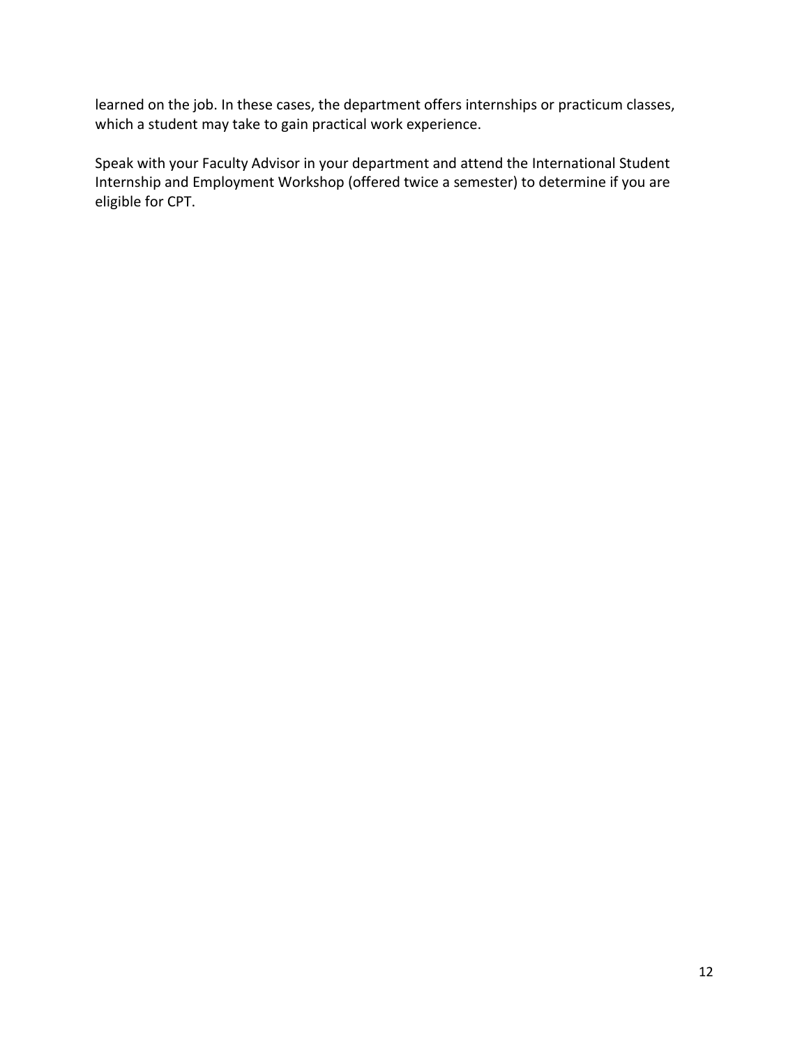learned on the job. In these cases, the department offers internships or practicum classes, which a student may take to gain practical work experience.

Speak with your Faculty Advisor in your department and attend the International Student Internship and Employment Workshop (offered twice a semester) to determine if you are eligible for CPT.